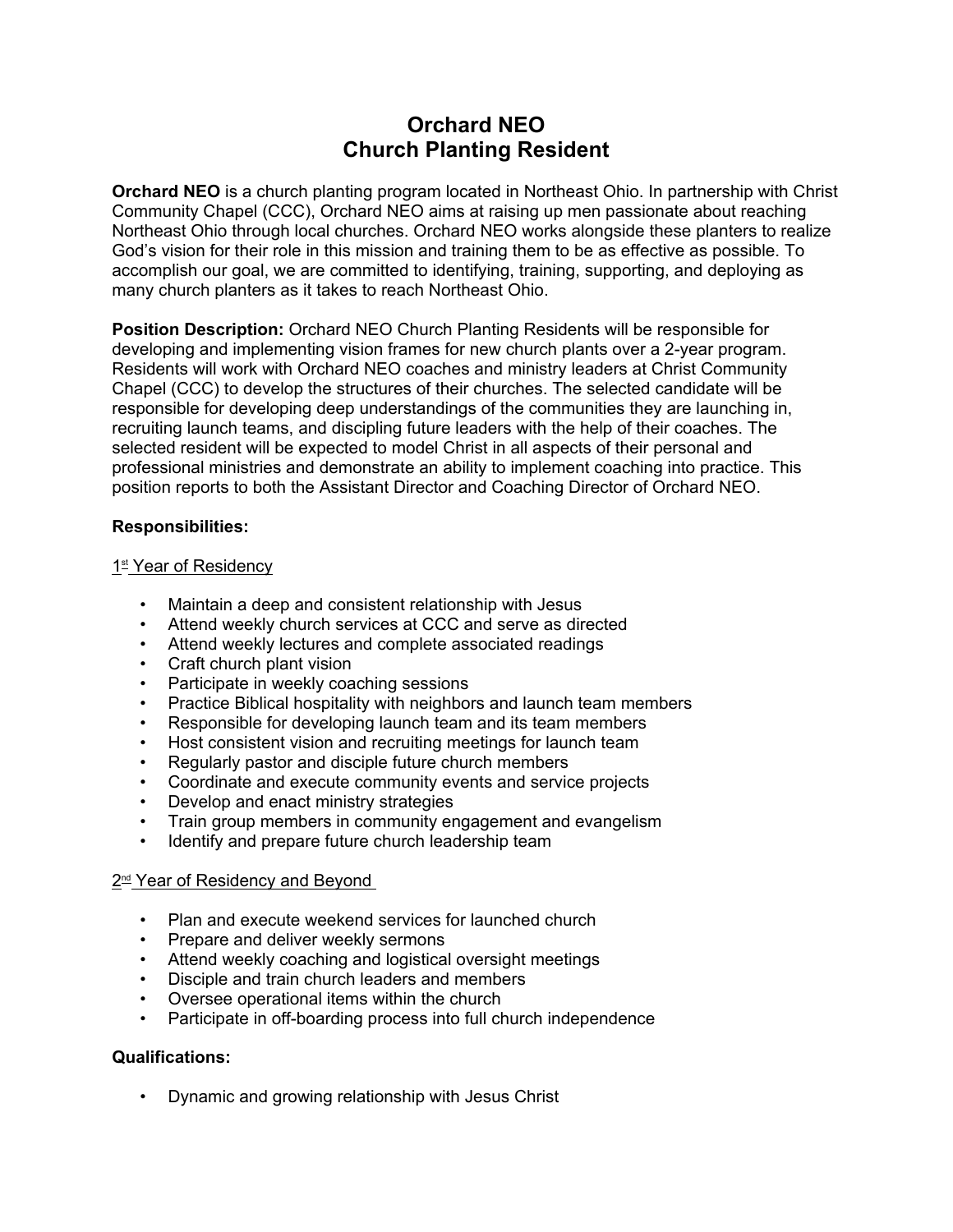# Orchard NEO
# Church Planting Resident

**Orchard NEO** is a church planting program located in Northeast Ohio. In partnership with Christ Community Chapel (CCC), Orchard NEO aims at raising up men passionate about reaching Northeast Ohio through local churches. Orchard NEO works alongside these planters to realize God's vision for their role in this mission and training them to be as effective as possible. To accomplish our goal, we are committed to identifying, training, supporting, and deploying as many church planters as it takes to reach Northeast Ohio.

**Position Description:** Orchard NEO Church Planting Residents will be responsible for developing and implementing vision frames for new church plants over a 2-year program. Residents will work with Orchard NEO coaches and ministry leaders at Christ Community Chapel (CCC) to develop the structures of their churches. The selected candidate will be responsible for developing deep understandings of the communities they are launching in, recruiting launch teams, and discipling future leaders with the help of their coaches. The selected resident will be expected to model Christ in all aspects of their personal and professional ministries and demonstrate an ability to implement coaching into practice. This position reports to both the Assistant Director and Coaching Director of Orchard NEO.

**Responsibilities:**

1st Year of Residency

- Maintain a deep and consistent relationship with Jesus
- Attend weekly church services at CCC and serve as directed
- Attend weekly lectures and complete associated readings
- Craft church plant vision
- Participate in weekly coaching sessions
- Practice Biblical hospitality with neighbors and launch team members
- Responsible for developing launch team and its team members
- Host consistent vision and recruiting meetings for launch team
- Regularly pastor and disciple future church members
- Coordinate and execute community events and service projects
- Develop and enact ministry strategies
- Train group members in community engagement and evangelism
- Identify and prepare future church leadership team

2nd Year of Residency and Beyond

- Plan and execute weekend services for launched church
- Prepare and deliver weekly sermons
- Attend weekly coaching and logistical oversight meetings
- Disciple and train church leaders and members
- Oversee operational items within the church
- Participate in off-boarding process into full church independence

**Qualifications:**

- Dynamic and growing relationship with Jesus Christ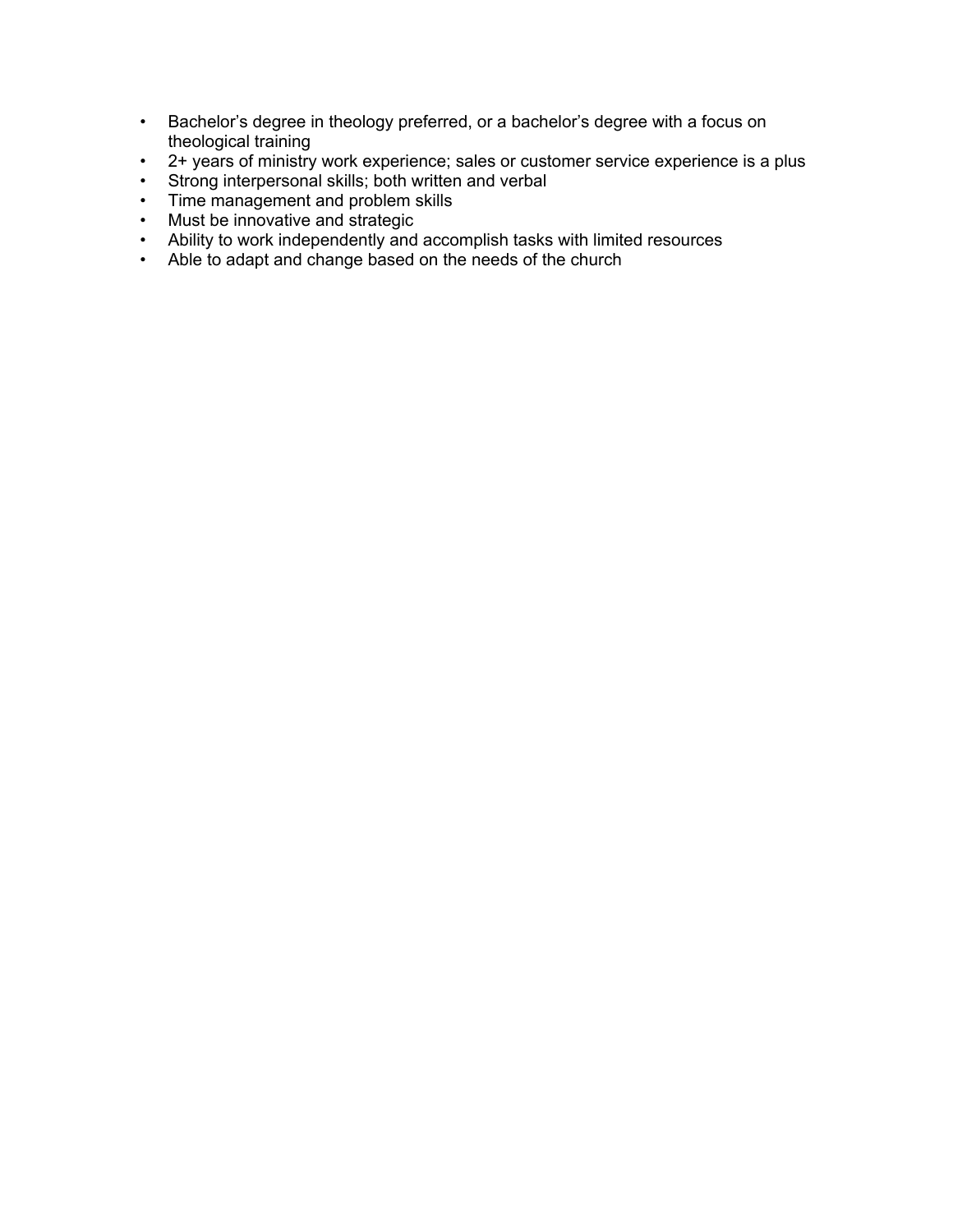- Bachelor’s degree in theology preferred, or a bachelor’s degree with a focus on theological training
- 2+ years of ministry work experience; sales or customer service experience is a plus
- Strong interpersonal skills; both written and verbal
- Time management and problem skills
- Must be innovative and strategic
- Ability to work independently and accomplish tasks with limited resources
- Able to adapt and change based on the needs of the church